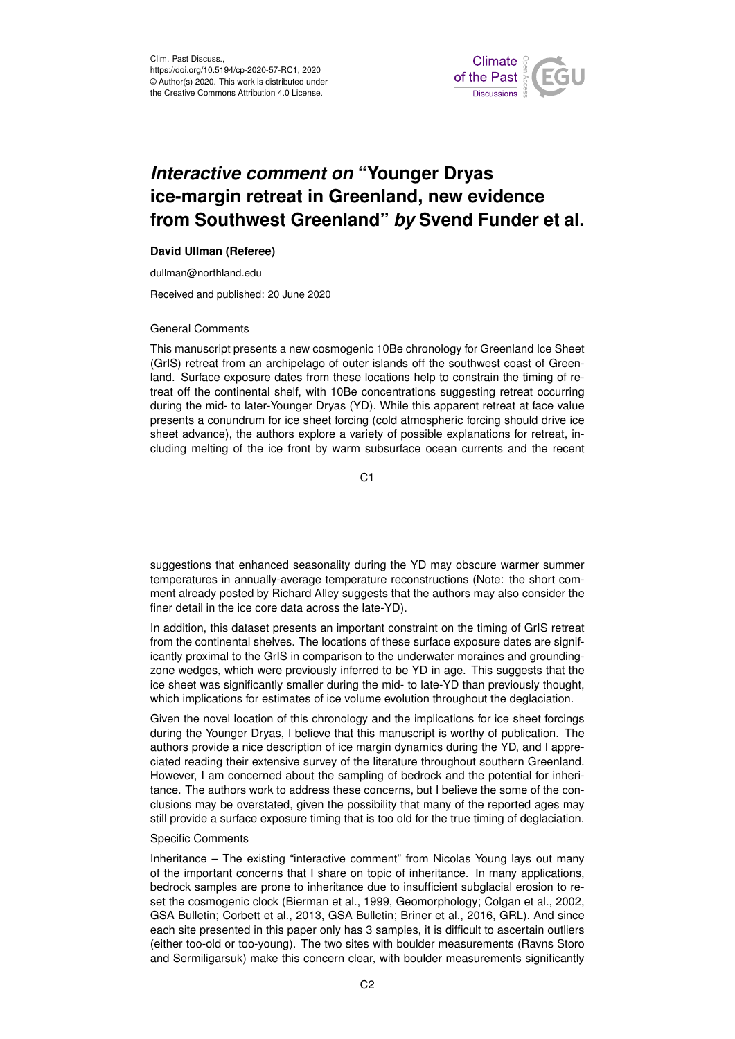Clim. Past Discuss.,
https://doi.org/10.5194/cp-2020-57-RC1, 2020
© Author(s) 2020. This work is distributed under
the Creative Commons Attribution 4.0 License.

# *Interactive comment on* "Younger Dryas ice-margin retreat in Greenland, new evidence from Southwest Greenland" *by* Svend Funder et al.

**David Ullman (Referee)**

dullman@northland.edu

Received and published: 20 June 2020

General Comments

This manuscript presents a new cosmogenic 10Be chronology for Greenland Ice Sheet (GrIS) retreat from an archipelago of outer islands off the southwest coast of Greenland. Surface exposure dates from these locations help to constrain the timing of retreat off the continental shelf, with 10Be concentrations suggesting retreat occurring during the mid- to later-Younger Dryas (YD). While this apparent retreat at face value presents a conundrum for ice sheet forcing (cold atmospheric forcing should drive ice sheet advance), the authors explore a variety of possible explanations for retreat, including melting of the ice front by warm subsurface ocean currents and the recent suggestions that enhanced seasonality during the YD may obscure warmer summer temperatures in annually-average temperature reconstructions (Note: the short comment already posted by Richard Alley suggests that the authors may also consider the finer detail in the ice core data across the late-YD).

In addition, this dataset presents an important constraint on the timing of GrIS retreat from the continental shelves. The locations of these surface exposure dates are significantly proximal to the GrIS in comparison to the underwater moraines and grounding-zone wedges, which were previously inferred to be YD in age. This suggests that the ice sheet was significantly smaller during the mid- to late-YD than previously thought, which implications for estimates of ice volume evolution throughout the deglaciation.

Given the novel location of this chronology and the implications for ice sheet forcings during the Younger Dryas, I believe that this manuscript is worthy of publication. The authors provide a nice description of ice margin dynamics during the YD, and I appreciated reading their extensive survey of the literature throughout southern Greenland. However, I am concerned about the sampling of bedrock and the potential for inheritance. The authors work to address these concerns, but I believe the some of the conclusions may be overstated, given the possibility that many of the reported ages may still provide a surface exposure timing that is too old for the true timing of deglaciation.

Specific Comments

Inheritance – The existing "interactive comment" from Nicolas Young lays out many of the important concerns that I share on topic of inheritance. In many applications, bedrock samples are prone to inheritance due to insufficient subglacial erosion to reset the cosmogenic clock (Bierman et al., 1999, Geomorphology; Colgan et al., 2002, GSA Bulletin; Corbett et al., 2013, GSA Bulletin; Briner et al., 2016, GRL). And since each site presented in this paper only has 3 samples, it is difficult to ascertain outliers (either too-old or too-young). The two sites with boulder measurements (Ravns Storo and Sermiligarsuk) make this concern clear, with boulder measurements significantly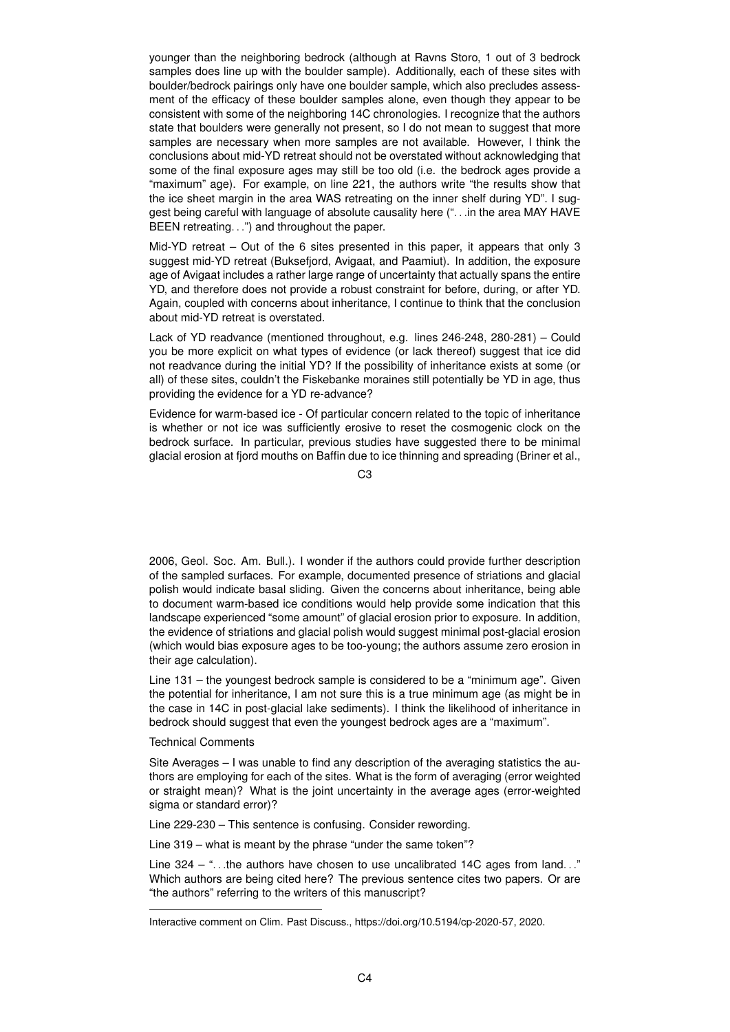younger than the neighboring bedrock (although at Ravns Storo, 1 out of 3 bedrock samples does line up with the boulder sample). Additionally, each of these sites with boulder/bedrock pairings only have one boulder sample, which also precludes assessment of the efficacy of these boulder samples alone, even though they appear to be consistent with some of the neighboring 14C chronologies. I recognize that the authors state that boulders were generally not present, so I do not mean to suggest that more samples are necessary when more samples are not available. However, I think the conclusions about mid-YD retreat should not be overstated without acknowledging that some of the final exposure ages may still be too old (i.e. the bedrock ages provide a "maximum" age). For example, on line 221, the authors write "the results show that the ice sheet margin in the area WAS retreating on the inner shelf during YD". I suggest being careful with language of absolute causality here ("...in the area MAY HAVE BEEN retreating...") and throughout the paper.

Mid-YD retreat – Out of the 6 sites presented in this paper, it appears that only 3 suggest mid-YD retreat (Buksefjord, Avigaat, and Paamiut). In addition, the exposure age of Avigaat includes a rather large range of uncertainty that actually spans the entire YD, and therefore does not provide a robust constraint for before, during, or after YD. Again, coupled with concerns about inheritance, I continue to think that the conclusion about mid-YD retreat is overstated.

Lack of YD readvance (mentioned throughout, e.g. lines 246-248, 280-281) – Could you be more explicit on what types of evidence (or lack thereof) suggest that ice did not readvance during the initial YD? If the possibility of inheritance exists at some (or all) of these sites, couldn't the Fiskebanke moraines still potentially be YD in age, thus providing the evidence for a YD re-advance?

Evidence for warm-based ice - Of particular concern related to the topic of inheritance is whether or not ice was sufficiently erosive to reset the cosmogenic clock on the bedrock surface. In particular, previous studies have suggested there to be minimal glacial erosion at fjord mouths on Baffin due to ice thinning and spreading (Briner et al., 2006, Geol. Soc. Am. Bull.). I wonder if the authors could provide further description of the sampled surfaces. For example, documented presence of striations and glacial polish would indicate basal sliding. Given the concerns about inheritance, being able to document warm-based ice conditions would help provide some indication that this landscape experienced "some amount" of glacial erosion prior to exposure. In addition, the evidence of striations and glacial polish would suggest minimal post-glacial erosion (which would bias exposure ages to be too-young; the authors assume zero erosion in their age calculation).

Line 131 – the youngest bedrock sample is considered to be a "minimum age". Given the potential for inheritance, I am not sure this is a true minimum age (as might be in the case in 14C in post-glacial lake sediments). I think the likelihood of inheritance in bedrock should suggest that even the youngest bedrock ages are a "maximum".

Technical Comments

Site Averages – I was unable to find any description of the averaging statistics the authors are employing for each of the sites. What is the form of averaging (error weighted or straight mean)? What is the joint uncertainty in the average ages (error-weighted sigma or standard error)?

Line 229-230 – This sentence is confusing. Consider rewording.

Line 319 – what is meant by the phrase "under the same token"?

Line 324 – "...the authors have chosen to use uncalibrated 14C ages from land..." Which authors are being cited here? The previous sentence cites two papers. Or are "the authors" referring to the writers of this manuscript?

---

Interactive comment on Clim. Past Discuss., https://doi.org/10.5194/cp-2020-57, 2020.